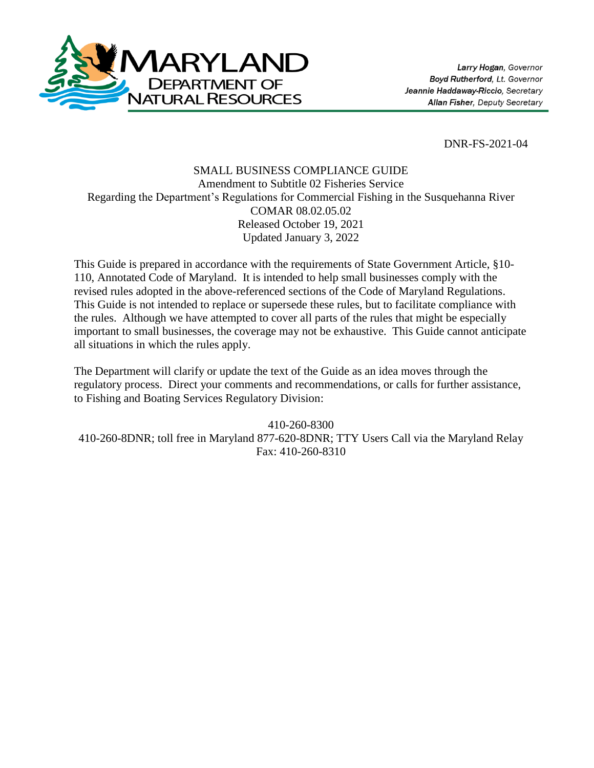MARYLAND DEPARTMENT OF NATURAL RESOURCES

*Larry Hogan, Governor*
*Boyd Rutherford, Lt. Governor*
*Jeannie Haddaway-Riccio, Secretary*
*Allan Fisher, Deputy Secretary*

DNR-FS-2021-04

# SMALL BUSINESS COMPLIANCE GUIDE

Amendment to Subtitle 02 Fisheries Service
Regarding the Department's Regulations for Commercial Fishing in the Susquehanna River
COMAR 08.02.05.02
Released October 19, 2021
Updated January 3, 2022

This Guide is prepared in accordance with the requirements of State Government Article, §10-110, Annotated Code of Maryland. It is intended to help small businesses comply with the revised rules adopted in the above-referenced sections of the Code of Maryland Regulations. This Guide is not intended to replace or supersede these rules, but to facilitate compliance with the rules. Although we have attempted to cover all parts of the rules that might be especially important to small businesses, the coverage may not be exhaustive. This Guide cannot anticipate all situations in which the rules apply.

The Department will clarify or update the text of the Guide as an idea moves through the regulatory process. Direct your comments and recommendations, or calls for further assistance, to Fishing and Boating Services Regulatory Division:

410-260-8300
410-260-8DNR; toll free in Maryland 877-620-8DNR; TTY Users Call via the Maryland Relay
Fax: 410-260-8310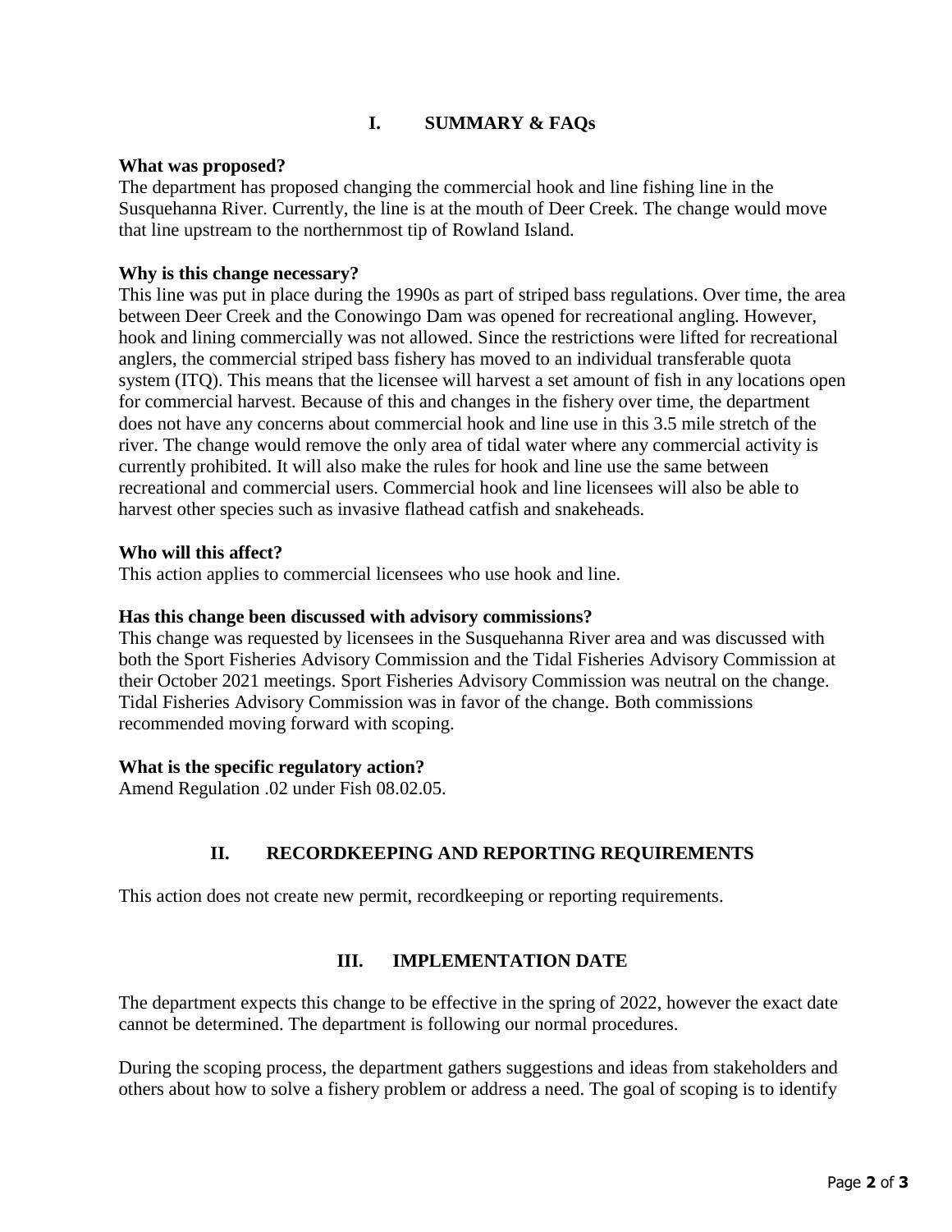## I. SUMMARY & FAQs

**What was proposed?**

The department has proposed changing the commercial hook and line fishing line in the Susquehanna River. Currently, the line is at the mouth of Deer Creek. The change would move that line upstream to the northernmost tip of Rowland Island.

**Why is this change necessary?**

This line was put in place during the 1990s as part of striped bass regulations. Over time, the area between Deer Creek and the Conowingo Dam was opened for recreational angling. However, hook and lining commercially was not allowed. Since the restrictions were lifted for recreational anglers, the commercial striped bass fishery has moved to an individual transferable quota system (ITQ). This means that the licensee will harvest a set amount of fish in any locations open for commercial harvest. Because of this and changes in the fishery over time, the department does not have any concerns about commercial hook and line use in this 3.5 mile stretch of the river. The change would remove the only area of tidal water where any commercial activity is currently prohibited. It will also make the rules for hook and line use the same between recreational and commercial users. Commercial hook and line licensees will also be able to harvest other species such as invasive flathead catfish and snakeheads.

**Who will this affect?**

This action applies to commercial licensees who use hook and line.

**Has this change been discussed with advisory commissions?**

This change was requested by licensees in the Susquehanna River area and was discussed with both the Sport Fisheries Advisory Commission and the Tidal Fisheries Advisory Commission at their October 2021 meetings. Sport Fisheries Advisory Commission was neutral on the change. Tidal Fisheries Advisory Commission was in favor of the change. Both commissions recommended moving forward with scoping.

**What is the specific regulatory action?**

Amend Regulation .02 under Fish 08.02.05.

## II. RECORDKEEPING AND REPORTING REQUIREMENTS

This action does not create new permit, recordkeeping or reporting requirements.

## III. IMPLEMENTATION DATE

The department expects this change to be effective in the spring of 2022, however the exact date cannot be determined. The department is following our normal procedures.

During the scoping process, the department gathers suggestions and ideas from stakeholders and others about how to solve a fishery problem or address a need. The goal of scoping is to identify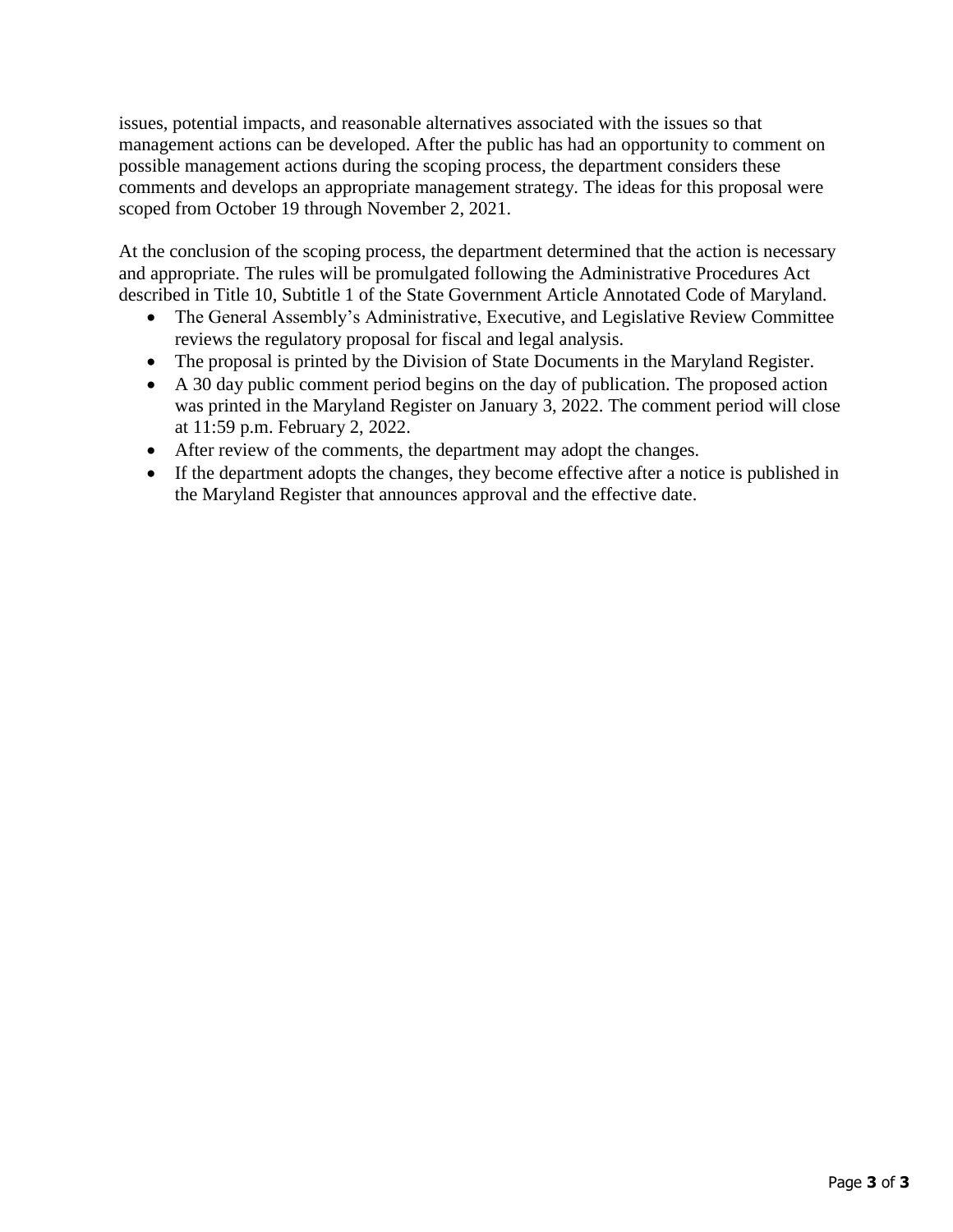issues, potential impacts, and reasonable alternatives associated with the issues so that management actions can be developed. After the public has had an opportunity to comment on possible management actions during the scoping process, the department considers these comments and develops an appropriate management strategy. The ideas for this proposal were scoped from October 19 through November 2, 2021.

At the conclusion of the scoping process, the department determined that the action is necessary and appropriate. The rules will be promulgated following the Administrative Procedures Act described in Title 10, Subtitle 1 of the State Government Article Annotated Code of Maryland.

- The General Assembly's Administrative, Executive, and Legislative Review Committee reviews the regulatory proposal for fiscal and legal analysis.
- The proposal is printed by the Division of State Documents in the Maryland Register.
- A 30 day public comment period begins on the day of publication. The proposed action was printed in the Maryland Register on January 3, 2022. The comment period will close at 11:59 p.m. February 2, 2022.
- After review of the comments, the department may adopt the changes.
- If the department adopts the changes, they become effective after a notice is published in the Maryland Register that announces approval and the effective date.